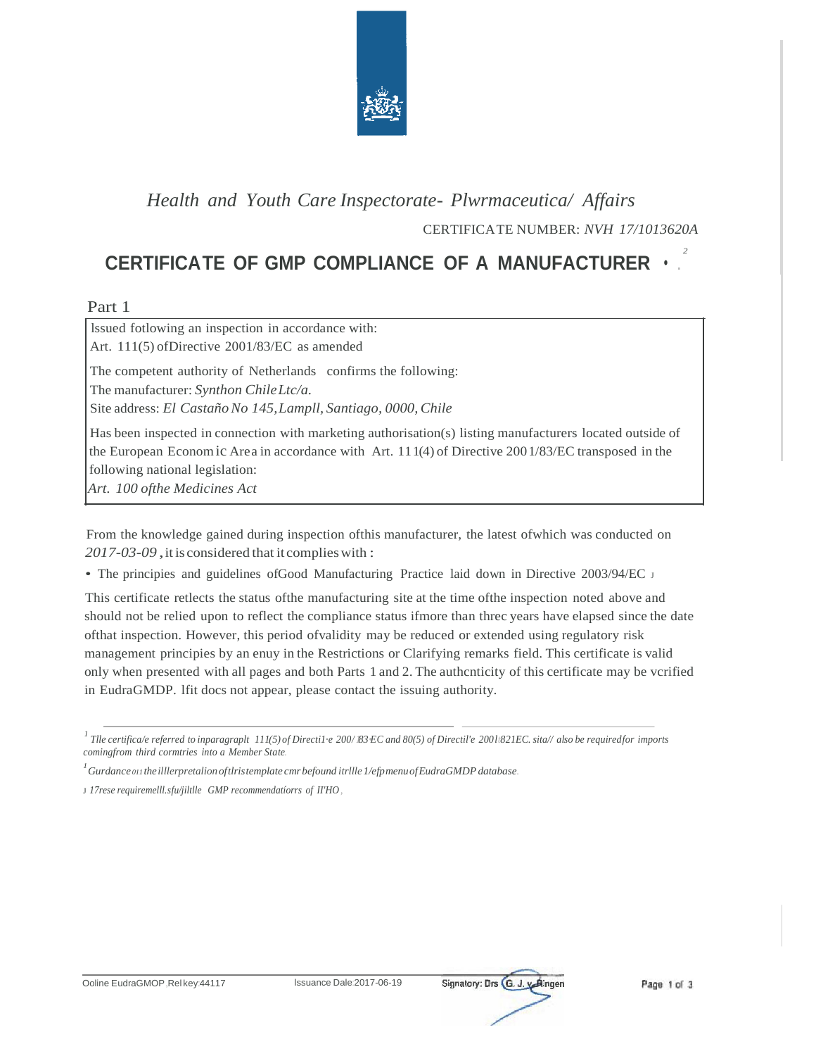*Health and Youth Care Inspectorate- Plwrmaceutica/ Affairs*

CERTIFICATE NUMBER: *NVH 17/1013620A*

# CERTIFICATE OF GMP COMPLIANCE OF A MANUFACTURER [1,2]

Part 1

| Issued fotlowing an inspection in accordance with:<br>Art. 111(5) ofDirective 2001/83/EC as amended<br><br>The competent authority of Netherlands confirms the following:<br>The manufacturer: *Synthon Chile Ltc/a.*<br>Site address: *El Castaño No 145, Lampll, Santiago, 0000, Chile*<br><br>Has been inspected in connection with marketing authorisation(s) listing manufacturers located outside of the European Economic Area in accordance with Art. 111(4) of Directive 2001/83/EC transposed in the following national legislation:<br>*Art. 100 ofthe Medicines Act* |
|---|

From the knowledge gained during inspection ofthis manufacturer, the latest ofwhich was conducted on *2017-03-09*, it is considered that it complies with:

- The principies and guidelines ofGood Manufacturing Practice laid down in Directive 2003/94/EC [3]

This certificate retlects the status ofthe manufacturing site at the time ofthe inspection noted above and should not be relied upon to reflect the compliance status ifmore than threc years have elapsed since the date ofthat inspection. However, this period ofvalidity may be reduced or extended using regulatory risk management principies by an enuy in the Restrictions or Clarifying remarks field. This certificate is valid only when presented with all pages and both Parts 1 and 2. The authcnticity of this certificate may be vcrified in EudraGMDP. lfit docs not appear, please contact the issuing authority.

---

[1] *Tlle certifica/e referred to inparagraplt 111(5) of Directi1·e 200/ 83 EC and 80(5) of Directil'e 2001/821EC. sita// also be requiredfor imports comingfrom third cormtries into a Member State.*

[1] *Gurdance011 the illlerpretation oftlristemplate cmr befound itrllle 1/efpmenu ofEudraGMDP database.*

[3] *17rese requiremelll.sfu/jiltlle GMP recommendatiorrs of II'HO .*

Ooline EudraGMOP Rel key 44117 Issuance Dale 2017-06-19 Signatory: Drs G. J. v. Ringen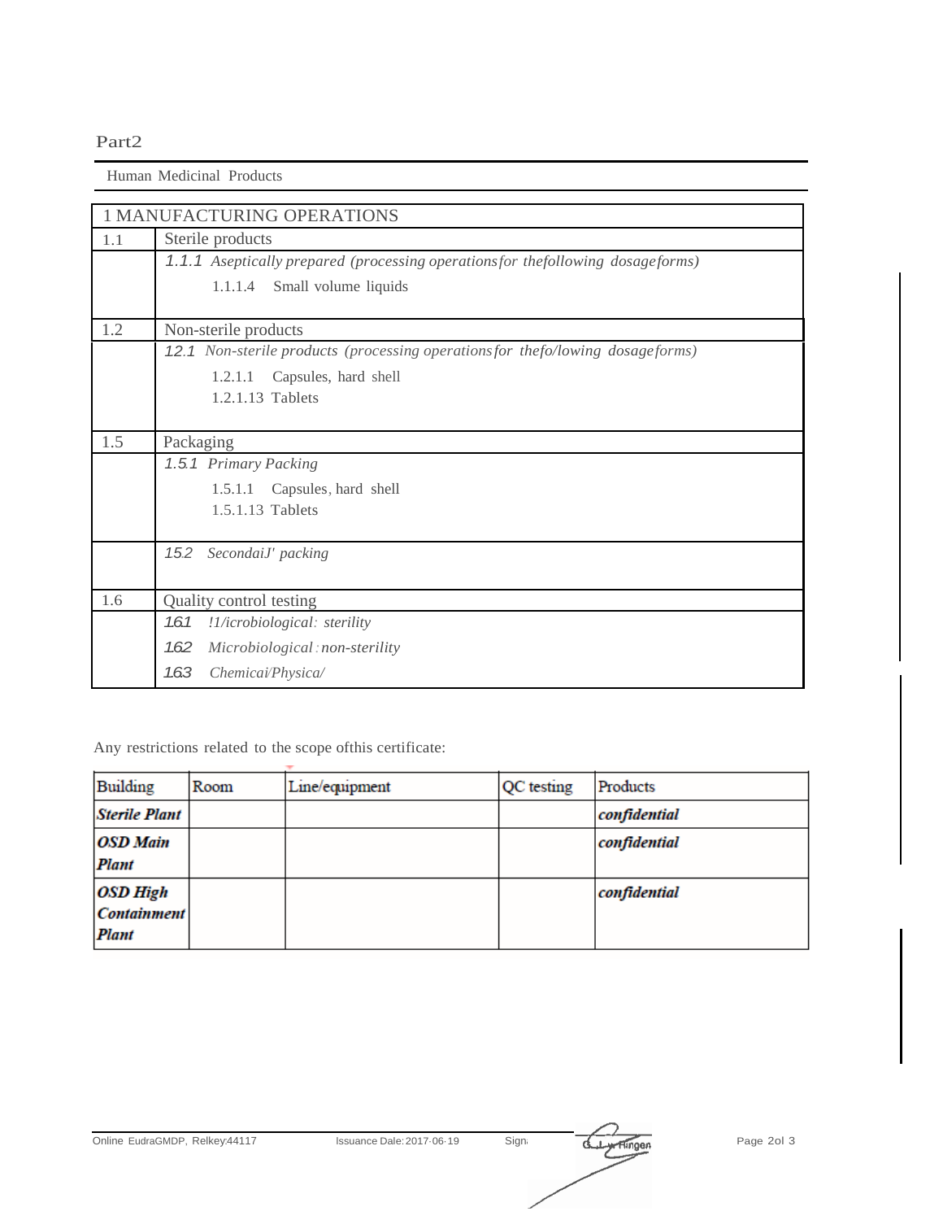Part2

Human Medicinal Products

| 1 MANUFACTURING OPERATIONS | |
|---|---|
| 1.1 | Sterile products |
| | *1.1.1 Aseptically prepared (processing operations for thefollowing dosageforms)*<br>1.1.1.4 Small volume liquids |
| 1.2 | Non-sterile products |
| | *12.1 Non-sterile products (processing operations for thefo/lowing dosageforms)*<br>1.2.1.1 Capsules, hard shell<br>1.2.1.13 Tablets |
| 1.5 | Packaging |
| | *1.5.1 Primary Packing*<br>1.5.1.1 Capsules, hard shell<br>1.5.1.13 Tablets |
| | *15.2 SecondaiJ' packing* |
| 1.6 | Quality control testing |
| | *161 !1/icrobiological: sterility*<br>*162 Microbiological: non-sterility*<br>*163 Chemicai/Physica/* |

Any restrictions related to the scope ofthis certificate:

| Building | Room | Line/equipment | QC testing | Products |
|---|---|---|---|---|
| ***Sterile Plant*** | | | | ***confidential*** |
| ***OSD Main Plant*** | | | | ***confidential*** |
| ***OSD High Containment Plant*** | | | | ***confidential*** |

Online EudraGMDP, Relkey:44117 Issuance Dale: 2017-06-19 Sign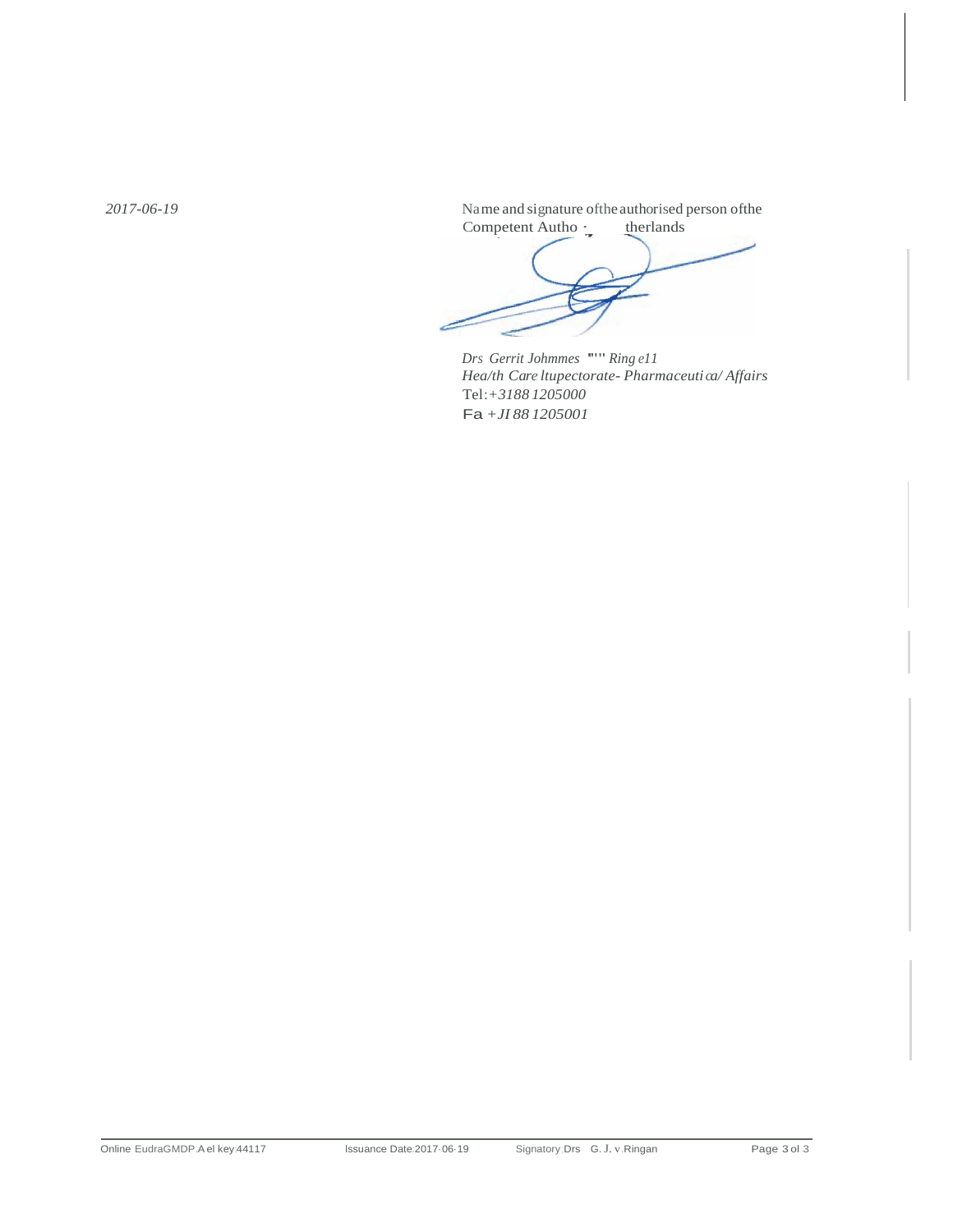*2017-06-19*

Name and signature of the authorised person of the Competent Autho · therlands

*Drs Gerrit Johmmes "'" Ring e11*
*Hea/th Care ltupectorate- Pharmaceuti ca/ Affairs*
Tel: *+3188 1205000*
Fa *+JI 88 1205001*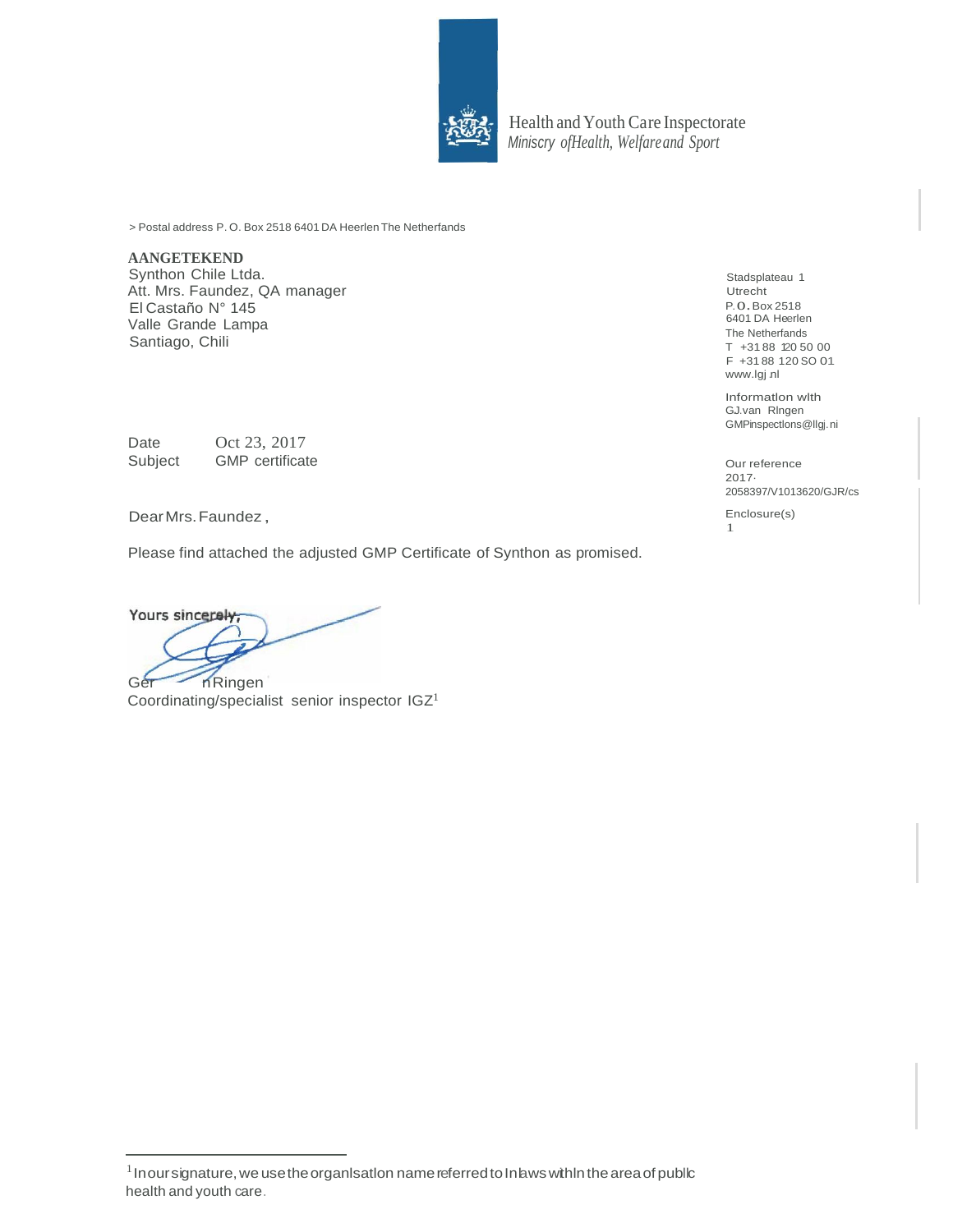Health and Youth Care Inspectorate
*Miniscry ofHealth, Welfare and Sport*

> Postal address P. O. Box 2518 6401 DA Heerlen The Netherfands

**AANGETEKEND**
Synthon Chile Ltda.
Att. Mrs. Faundez, QA manager
El Castaño N° 145
Valle Grande Lampa
Santiago, Chili

Stadsplateau 1
Utrecht
P.O. Box 2518
6401 DA Heerlen
The Netherfands
T +31 88 120 50 00
F +31 88 120 SO 01
www.lgj.nl

Informatlon wlth
GJ.van Rlngen
GMPinspectlons@llgj.ni

Our reference
2017-
2058397/V1013620/GJR/cs

Enclosure(s)
1

Date Oct 23, 2017
Subject GMP certificate

Dear Mrs. Faundez,

Please find attached the adjusted GMP Certificate of Synthon as promised.

Yours sincerely,

Ger n Ringen
Coordinating/specialist senior inspector IGZ[1]

---

[1] In our signature, we use the organlsatlon name referred to In laws withln the area of publlc health and youth care.